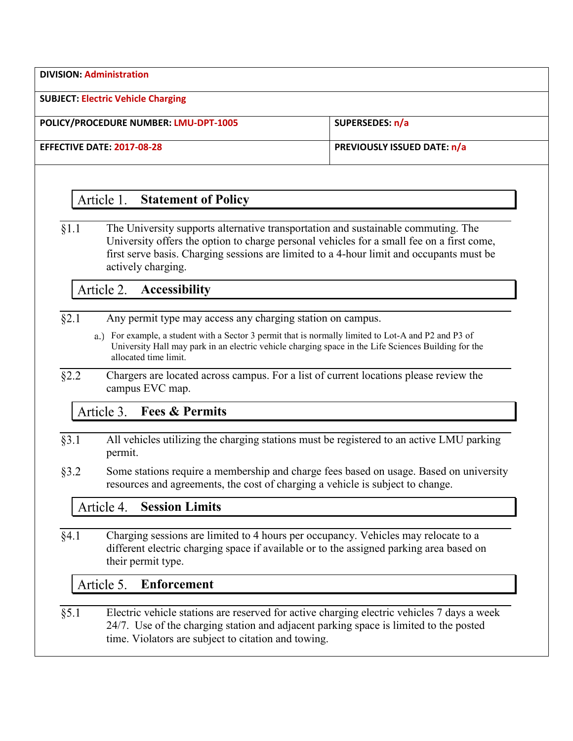| | |
|---|---|
| **DIVISION:** Administration | |
| **SUBJECT:** Electric Vehicle Charging | |
| **POLICY/PROCEDURE NUMBER:** LMU-DPT-1005 | **SUPERSEDES:** n/a |
| **EFFECTIVE DATE:** 2017-08-28 | **PREVIOUSLY ISSUED DATE:** n/a |

## Article 1. Statement of Policy

§1.1 The University supports alternative transportation and sustainable commuting. The University offers the option to charge personal vehicles for a small fee on a first come, first serve basis. Charging sessions are limited to a 4-hour limit and occupants must be actively charging.

## Article 2. Accessibility

§2.1 Any permit type may access any charging station on campus.

a.) For example, a student with a Sector 3 permit that is normally limited to Lot-A and P2 and P3 of University Hall may park in an electric vehicle charging space in the Life Sciences Building for the allocated time limit.

§2.2 Chargers are located across campus. For a list of current locations please review the campus EVC map.

## Article 3. Fees & Permits

§3.1 All vehicles utilizing the charging stations must be registered to an active LMU parking permit.

§3.2 Some stations require a membership and charge fees based on usage. Based on university resources and agreements, the cost of charging a vehicle is subject to change.

## Article 4. Session Limits

§4.1 Charging sessions are limited to 4 hours per occupancy. Vehicles may relocate to a different electric charging space if available or to the assigned parking area based on their permit type.

## Article 5. Enforcement

§5.1 Electric vehicle stations are reserved for active charging electric vehicles 7 days a week 24/7. Use of the charging station and adjacent parking space is limited to the posted time. Violators are subject to citation and towing.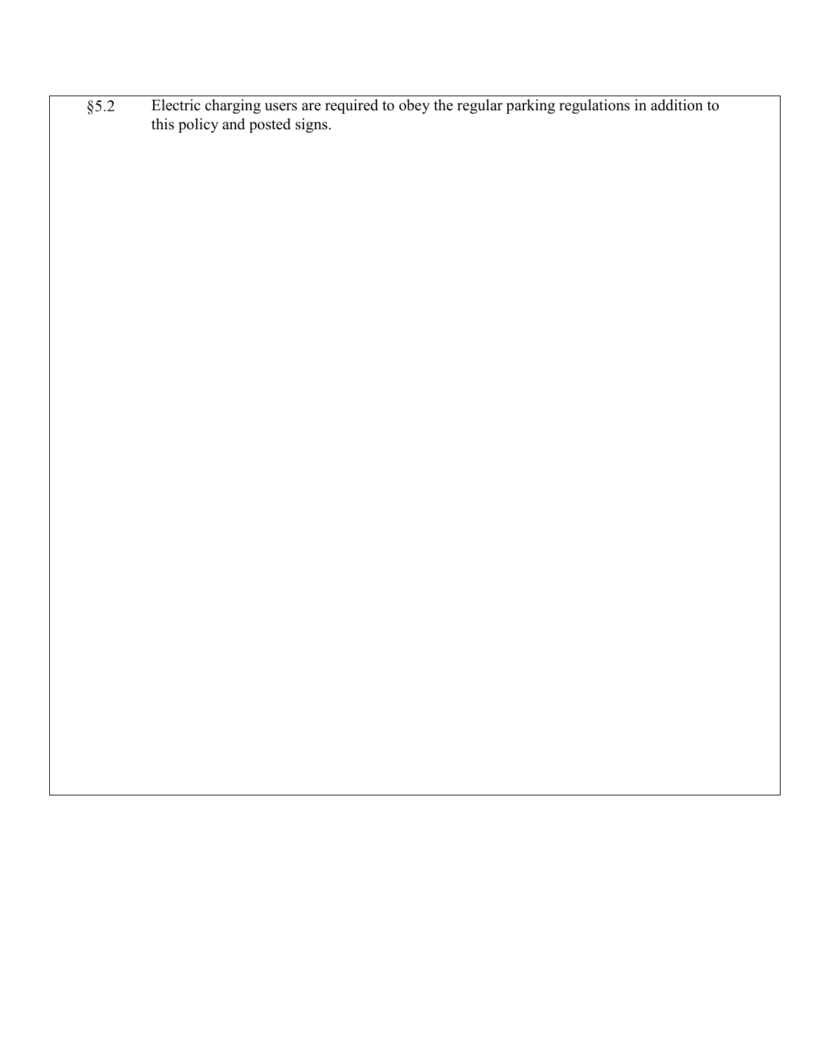§5.2 Electric charging users are required to obey the regular parking regulations in addition to this policy and posted signs.